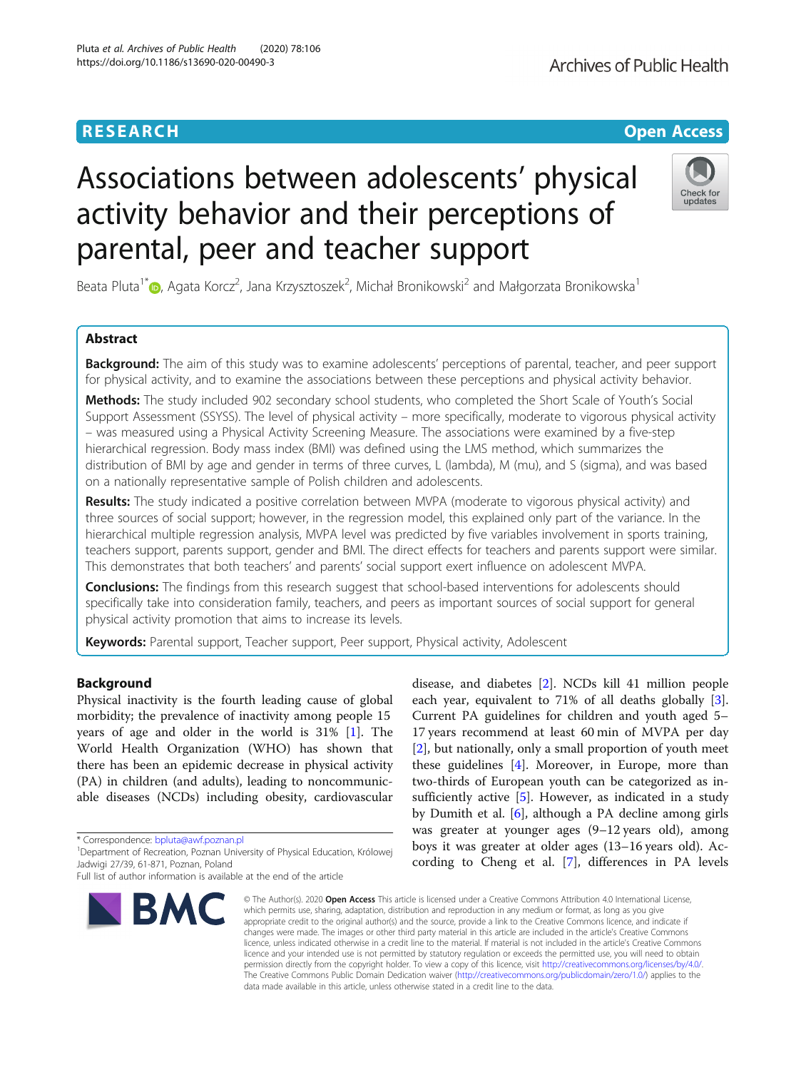RESEARCH

Open Access

# Associations between adolescents' physical activity behavior and their perceptions of parental, peer and teacher support

Beata Pluta[1*], Agata Korcz[2], Jana Krzysztoszek[2], Michał Bronikowski[2] and Małgorzata Bronikowska[1]

## Abstract

**Background:** The aim of this study was to examine adolescents' perceptions of parental, teacher, and peer support for physical activity, and to examine the associations between these perceptions and physical activity behavior.

**Methods:** The study included 902 secondary school students, who completed the Short Scale of Youth's Social Support Assessment (SSYSS). The level of physical activity – more specifically, moderate to vigorous physical activity – was measured using a Physical Activity Screening Measure. The associations were examined by a five-step hierarchical regression. Body mass index (BMI) was defined using the LMS method, which summarizes the distribution of BMI by age and gender in terms of three curves, L (lambda), M (mu), and S (sigma), and was based on a nationally representative sample of Polish children and adolescents.

**Results:** The study indicated a positive correlation between MVPA (moderate to vigorous physical activity) and three sources of social support; however, in the regression model, this explained only part of the variance. In the hierarchical multiple regression analysis, MVPA level was predicted by five variables involvement in sports training, teachers support, parents support, gender and BMI. The direct effects for teachers and parents support were similar. This demonstrates that both teachers' and parents' social support exert influence on adolescent MVPA.

**Conclusions:** The findings from this research suggest that school-based interventions for adolescents should specifically take into consideration family, teachers, and peers as important sources of social support for general physical activity promotion that aims to increase its levels.

**Keywords:** Parental support, Teacher support, Peer support, Physical activity, Adolescent

## Background

Physical inactivity is the fourth leading cause of global morbidity; the prevalence of inactivity among people 15 years of age and older in the world is 31% [1]. The World Health Organization (WHO) has shown that there has been an epidemic decrease in physical activity (PA) in children (and adults), leading to noncommunicable diseases (NCDs) including obesity, cardiovascular disease, and diabetes [2]. NCDs kill 41 million people each year, equivalent to 71% of all deaths globally [3]. Current PA guidelines for children and youth aged 5–17 years recommend at least 60 min of MVPA per day [2], but nationally, only a small proportion of youth meet these guidelines [4]. Moreover, in Europe, more than two-thirds of European youth can be categorized as insufficiently active [5]. However, as indicated in a study by Dumith et al. [6], although a PA decline among girls was greater at younger ages (9–12 years old), among boys it was greater at older ages (13–16 years old). According to Cheng et al. [7], differences in PA levels

\* Correspondence: bpluta@awf.poznan.pl
[1]Department of Recreation, Poznan University of Physical Education, Królowej Jadwigi 27/39, 61-871, Poznan, Poland
Full list of author information is available at the end of the article

© The Author(s). 2020 **Open Access** This article is licensed under a Creative Commons Attribution 4.0 International License, which permits use, sharing, adaptation, distribution and reproduction in any medium or format, as long as you give appropriate credit to the original author(s) and the source, provide a link to the Creative Commons licence, and indicate if changes were made. The images or other third party material in this article are included in the article's Creative Commons licence, unless indicated otherwise in a credit line to the material. If material is not included in the article's Creative Commons licence and your intended use is not permitted by statutory regulation or exceeds the permitted use, you will need to obtain permission directly from the copyright holder. To view a copy of this licence, visit http://creativecommons.org/licenses/by/4.0/. The Creative Commons Public Domain Dedication waiver (http://creativecommons.org/publicdomain/zero/1.0/) applies to the data made available in this article, unless otherwise stated in a credit line to the data.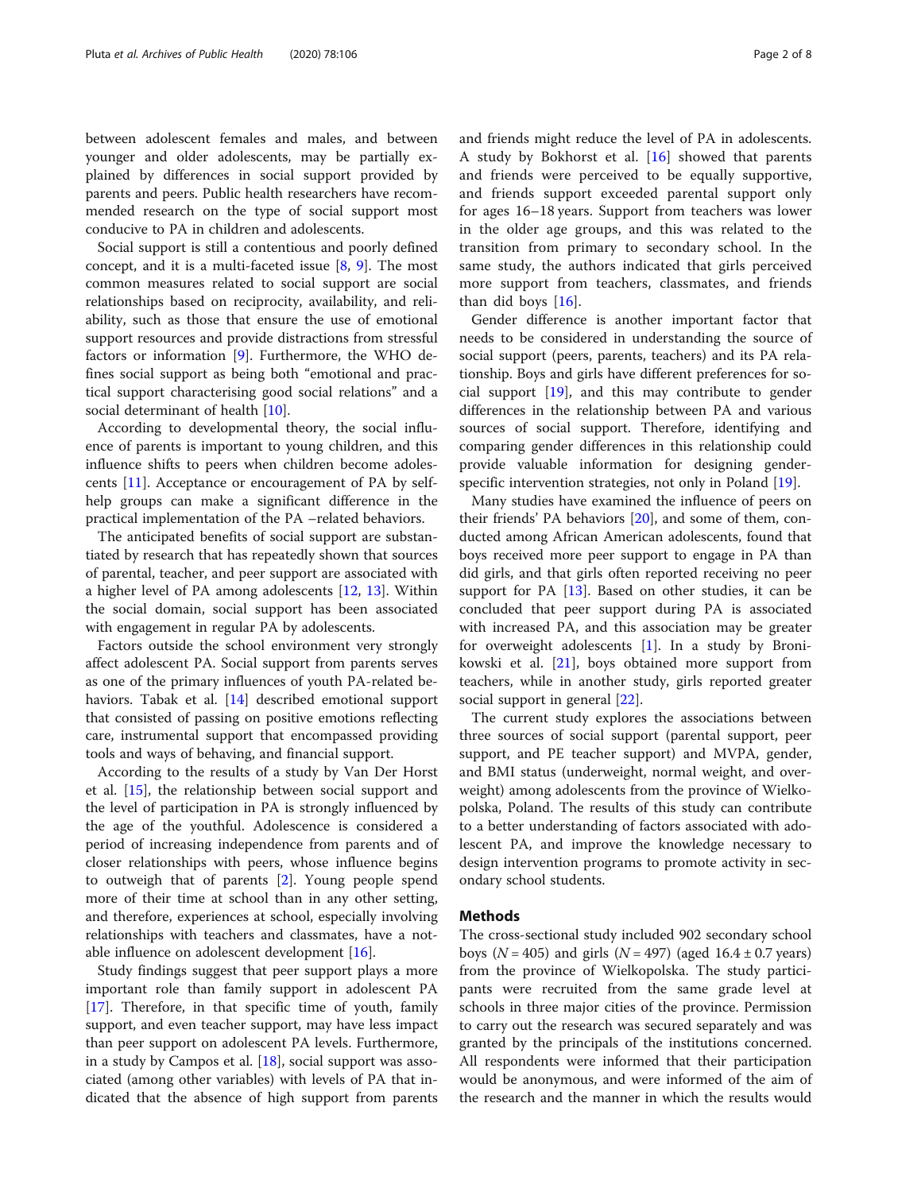between adolescent females and males, and between younger and older adolescents, may be partially explained by differences in social support provided by parents and peers. Public health researchers have recommended research on the type of social support most conducive to PA in children and adolescents.

Social support is still a contentious and poorly defined concept, and it is a multi-faceted issue [8, 9]. The most common measures related to social support are social relationships based on reciprocity, availability, and reliability, such as those that ensure the use of emotional support resources and provide distractions from stressful factors or information [9]. Furthermore, the WHO defines social support as being both "emotional and practical support characterising good social relations" and a social determinant of health [10].

According to developmental theory, the social influence of parents is important to young children, and this influence shifts to peers when children become adolescents [11]. Acceptance or encouragement of PA by self-help groups can make a significant difference in the practical implementation of the PA –related behaviors.

The anticipated benefits of social support are substantiated by research that has repeatedly shown that sources of parental, teacher, and peer support are associated with a higher level of PA among adolescents [12, 13]. Within the social domain, social support has been associated with engagement in regular PA by adolescents.

Factors outside the school environment very strongly affect adolescent PA. Social support from parents serves as one of the primary influences of youth PA-related behaviors. Tabak et al. [14] described emotional support that consisted of passing on positive emotions reflecting care, instrumental support that encompassed providing tools and ways of behaving, and financial support.

According to the results of a study by Van Der Horst et al. [15], the relationship between social support and the level of participation in PA is strongly influenced by the age of the youthful. Adolescence is considered a period of increasing independence from parents and of closer relationships with peers, whose influence begins to outweigh that of parents [2]. Young people spend more of their time at school than in any other setting, and therefore, experiences at school, especially involving relationships with teachers and classmates, have a notable influence on adolescent development [16].

Study findings suggest that peer support plays a more important role than family support in adolescent PA [17]. Therefore, in that specific time of youth, family support, and even teacher support, may have less impact than peer support on adolescent PA levels. Furthermore, in a study by Campos et al. [18], social support was associated (among other variables) with levels of PA that indicated that the absence of high support from parents and friends might reduce the level of PA in adolescents. A study by Bokhorst et al. [16] showed that parents and friends were perceived to be equally supportive, and friends support exceeded parental support only for ages 16–18 years. Support from teachers was lower in the older age groups, and this was related to the transition from primary to secondary school. In the same study, the authors indicated that girls perceived more support from teachers, classmates, and friends than did boys [16].

Gender difference is another important factor that needs to be considered in understanding the source of social support (peers, parents, teachers) and its PA relationship. Boys and girls have different preferences for social support [19], and this may contribute to gender differences in the relationship between PA and various sources of social support. Therefore, identifying and comparing gender differences in this relationship could provide valuable information for designing gender-specific intervention strategies, not only in Poland [19].

Many studies have examined the influence of peers on their friends' PA behaviors [20], and some of them, conducted among African American adolescents, found that boys received more peer support to engage in PA than did girls, and that girls often reported receiving no peer support for PA [13]. Based on other studies, it can be concluded that peer support during PA is associated with increased PA, and this association may be greater for overweight adolescents [1]. In a study by Bronikowski et al. [21], boys obtained more support from teachers, while in another study, girls reported greater social support in general [22].

The current study explores the associations between three sources of social support (parental support, peer support, and PE teacher support) and MVPA, gender, and BMI status (underweight, normal weight, and overweight) among adolescents from the province of Wielkopolska, Poland. The results of this study can contribute to a better understanding of factors associated with adolescent PA, and improve the knowledge necessary to design intervention programs to promote activity in secondary school students.

## Methods

The cross-sectional study included 902 secondary school boys ($N = 405$) and girls ($N = 497$) (aged $16.4 \pm 0.7$ years) from the province of Wielkopolska. The study participants were recruited from the same grade level at schools in three major cities of the province. Permission to carry out the research was secured separately and was granted by the principals of the institutions concerned. All respondents were informed that their participation would be anonymous, and were informed of the aim of the research and the manner in which the results would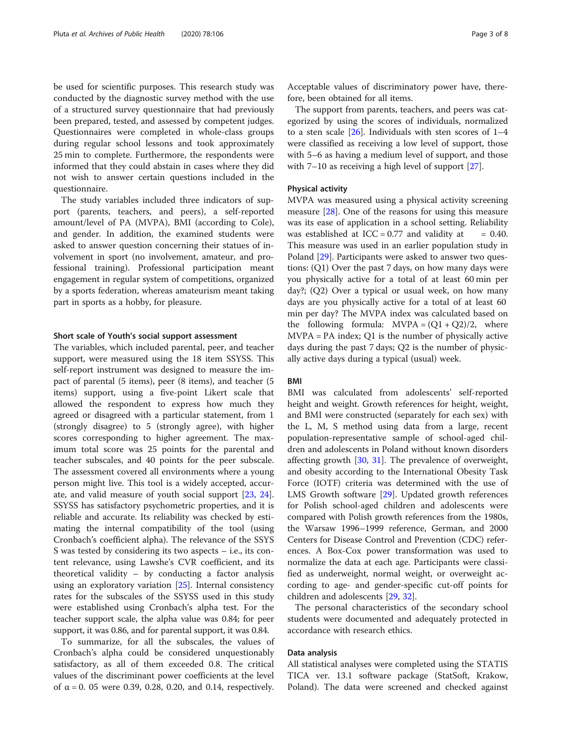be used for scientific purposes. This research study was conducted by the diagnostic survey method with the use of a structured survey questionnaire that had previously been prepared, tested, and assessed by competent judges. Questionnaires were completed in whole-class groups during regular school lessons and took approximately 25 min to complete. Furthermore, the respondents were informed that they could abstain in cases where they did not wish to answer certain questions included in the questionnaire.

The study variables included three indicators of support (parents, teachers, and peers), a self-reported amount/level of PA (MVPA), BMI (according to Cole), and gender. In addition, the examined students were asked to answer question concerning their statues of involvement in sport (no involvement, amateur, and professional training). Professional participation meant engagement in regular system of competitions, organized by a sports federation, whereas amateurism meant taking part in sports as a hobby, for pleasure.

#### Short scale of Youth's social support assessment

The variables, which included parental, peer, and teacher support, were measured using the 18 item SSYSS. This self-report instrument was designed to measure the impact of parental (5 items), peer (8 items), and teacher (5 items) support, using a five-point Likert scale that allowed the respondent to express how much they agreed or disagreed with a particular statement, from 1 (strongly disagree) to 5 (strongly agree), with higher scores corresponding to higher agreement. The maximum total score was 25 points for the parental and teacher subscales, and 40 points for the peer subscale. The assessment covered all environments where a young person might live. This tool is a widely accepted, accurate, and valid measure of youth social support [23, 24]. SSYSS has satisfactory psychometric properties, and it is reliable and accurate. Its reliability was checked by estimating the internal compatibility of the tool (using Cronbach's coefficient alpha). The relevance of the SSYSS was tested by considering its two aspects – i.e., its content relevance, using Lawshe's CVR coefficient, and its theoretical validity – by conducting a factor analysis using an exploratory variation [25]. Internal consistency rates for the subscales of the SSYSS used in this study were established using Cronbach's alpha test. For the teacher support scale, the alpha value was 0.84; for peer support, it was 0.86, and for parental support, it was 0.84.

To summarize, for all the subscales, the values of Cronbach's alpha could be considered unquestionably satisfactory, as all of them exceeded 0.8. The critical values of the discriminant power coefficients at the level of $\alpha = 0.05$ were 0.39, 0.28, 0.20, and 0.14, respectively. Acceptable values of discriminatory power have, therefore, been obtained for all items.

The support from parents, teachers, and peers was categorized by using the scores of individuals, normalized to a sten scale [26]. Individuals with sten scores of 1–4 were classified as receiving a low level of support, those with 5–6 as having a medium level of support, and those with 7–10 as receiving a high level of support [27].

#### Physical activity

MVPA was measured using a physical activity screening measure [28]. One of the reasons for using this measure was its ease of application in a school setting. Reliability was established at ICC = 0.77 and validity at = 0.40. This measure was used in an earlier population study in Poland [29]. Participants were asked to answer two questions: (Q1) Over the past 7 days, on how many days were you physically active for a total of at least 60 min per day?; (Q2) Over a typical or usual week, on how many days are you physically active for a total of at least 60 min per day? The MVPA index was calculated based on the following formula: $MVPA = (Q1 + Q2)/2$, where MVPA = PA index; Q1 is the number of physically active days during the past 7 days; Q2 is the number of physically active days during a typical (usual) week.

#### BMI

BMI was calculated from adolescents' self-reported height and weight. Growth references for height, weight, and BMI were constructed (separately for each sex) with the L, M, S method using data from a large, recent population-representative sample of school-aged children and adolescents in Poland without known disorders affecting growth [30, 31]. The prevalence of overweight, and obesity according to the International Obesity Task Force (IOTF) criteria was determined with the use of LMS Growth software [29]. Updated growth references for Polish school-aged children and adolescents were compared with Polish growth references from the 1980s, the Warsaw 1996–1999 reference, German, and 2000 Centers for Disease Control and Prevention (CDC) references. A Box-Cox power transformation was used to normalize the data at each age. Participants were classified as underweight, normal weight, or overweight according to age- and gender-specific cut-off points for children and adolescents [29, 32].

The personal characteristics of the secondary school students were documented and adequately protected in accordance with research ethics.

#### Data analysis

All statistical analyses were completed using the STATISTICA ver. 13.1 software package (StatSoft, Krakow, Poland). The data were screened and checked against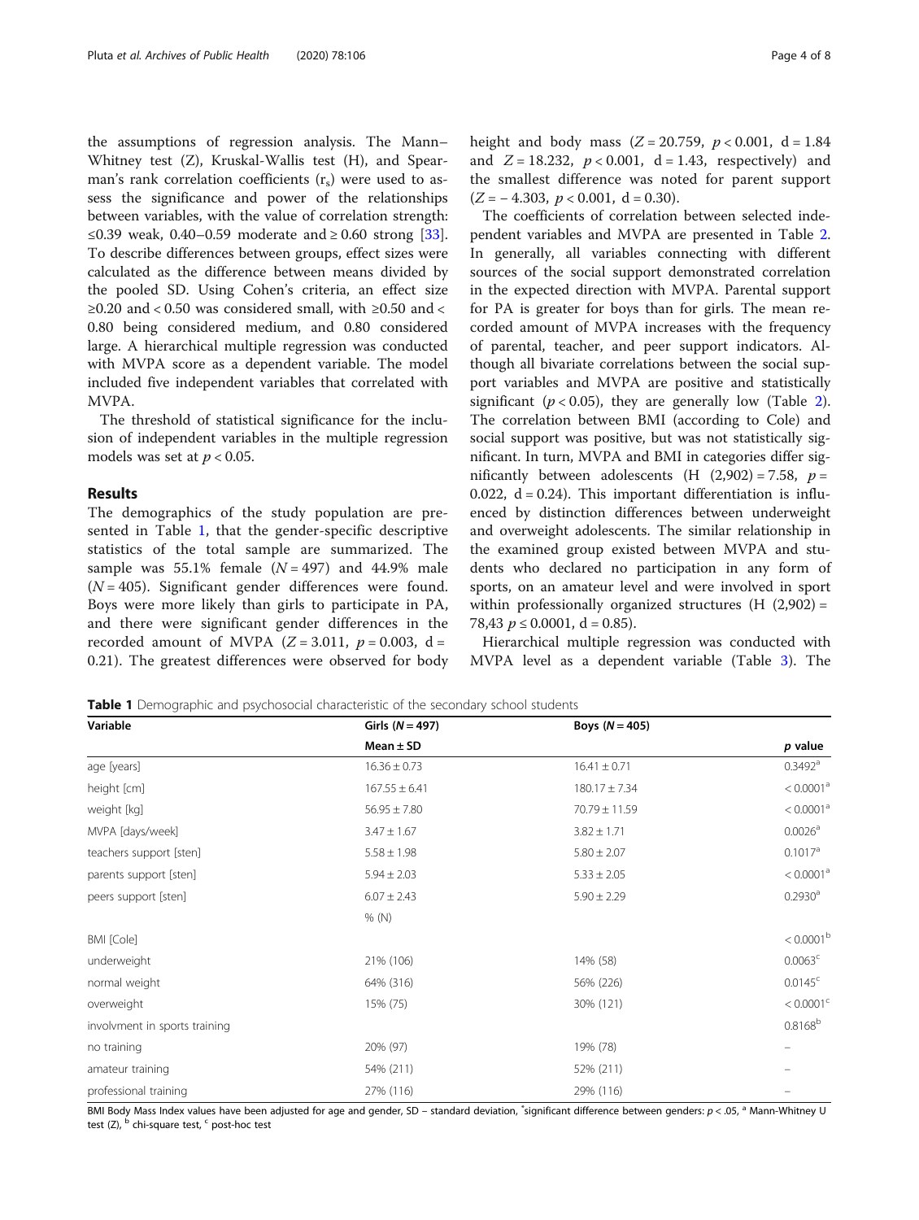the assumptions of regression analysis. The Mann–Whitney test (Z), Kruskal-Wallis test (H), and Spearman's rank correlation coefficients ($r_s$) were used to assess the significance and power of the relationships between variables, with the value of correlation strength: ≤0.39 weak, 0.40–0.59 moderate and ≥ 0.60 strong [33]. To describe differences between groups, effect sizes were calculated as the difference between means divided by the pooled SD. Using Cohen's criteria, an effect size ≥0.20 and < 0.50 was considered small, with ≥0.50 and < 0.80 being considered medium, and 0.80 considered large. A hierarchical multiple regression was conducted with MVPA score as a dependent variable. The model included five independent variables that correlated with MVPA.

The threshold of statistical significance for the inclusion of independent variables in the multiple regression models was set at $p < 0.05$.

## Results

The demographics of the study population are presented in Table 1, that the gender-specific descriptive statistics of the total sample are summarized. The sample was 55.1% female ($N = 497$) and 44.9% male ($N = 405$). Significant gender differences were found. Boys were more likely than girls to participate in PA, and there were significant gender differences in the recorded amount of MVPA ($Z = 3.011$, $p = 0.003$, d = 0.21). The greatest differences were observed for body height and body mass ($Z = 20.759$, $p < 0.001$, d = 1.84 and $Z = 18.232$, $p < 0.001$, d = 1.43, respectively) and the smallest difference was noted for parent support ($Z = -4.303$, $p < 0.001$, d = 0.30).

The coefficients of correlation between selected independent variables and MVPA are presented in Table 2. In generally, all variables connecting with different sources of the social support demonstrated correlation in the expected direction with MVPA. Parental support for PA is greater for boys than for girls. The mean recorded amount of MVPA increases with the frequency of parental, teacher, and peer support indicators. Although all bivariate correlations between the social support variables and MVPA are positive and statistically significant ($p < 0.05$), they are generally low (Table 2). The correlation between BMI (according to Cole) and social support was positive, but was not statistically significant. In turn, MVPA and BMI in categories differ significantly between adolescents ($H\ (2,902) = 7.58$, $p = 0.022$, d = 0.24). This important differentiation is influenced by distinction differences between underweight and overweight adolescents. The similar relationship in the examined group existed between MVPA and students who declared no participation in any form of sports, on an amateur level and were involved in sport within professionally organized structures ($H\ (2,902) = 78{,}43$ $p \leq 0.0001$, d = 0.85).

Hierarchical multiple regression was conducted with MVPA level as a dependent variable (Table 3). The

**Table 1** Demographic and psychosocial characteristic of the secondary school students

| Variable | Girls ($N = 497$) | Boys ($N = 405$) | |
|---|---|---|---|
| | Mean ± SD | | *p* value |
| age [years] | 16.36 ± 0.73 | 16.41 ± 0.71 | 0.3492[a] |
| height [cm] | 167.55 ± 6.41 | 180.17 ± 7.34 | < 0.0001[a] |
| weight [kg] | 56.95 ± 7.80 | 70.79 ± 11.59 | < 0.0001[a] |
| MVPA [days/week] | 3.47 ± 1.67 | 3.82 ± 1.71 | 0.0026[a] |
| teachers support [sten] | 5.58 ± 1.98 | 5.80 ± 2.07 | 0.1017[a] |
| parents support [sten] | 5.94 ± 2.03 | 5.33 ± 2.05 | < 0.0001[a] |
| peers support [sten] | 6.07 ± 2.43 | 5.90 ± 2.29 | 0.2930[a] |
| | % (N) | | |
| BMI [Cole] | | | < 0.0001[b] |
| underweight | 21% (106) | 14% (58) | 0.0063[c] |
| normal weight | 64% (316) | 56% (226) | 0.0145[c] |
| overweight | 15% (75) | 30% (121) | < 0.0001[c] |
| involvment in sports training | | | 0.8168[b] |
| no training | 20% (97) | 19% (78) | – |
| amateur training | 54% (211) | 52% (211) | – |
| professional training | 27% (116) | 29% (116) | – |

BMI Body Mass Index values have been adjusted for age and gender, SD – standard deviation, *significant difference between genders: $p < .05$, [a] Mann-Whitney U test (Z), [b] chi-square test, [c] post-hoc test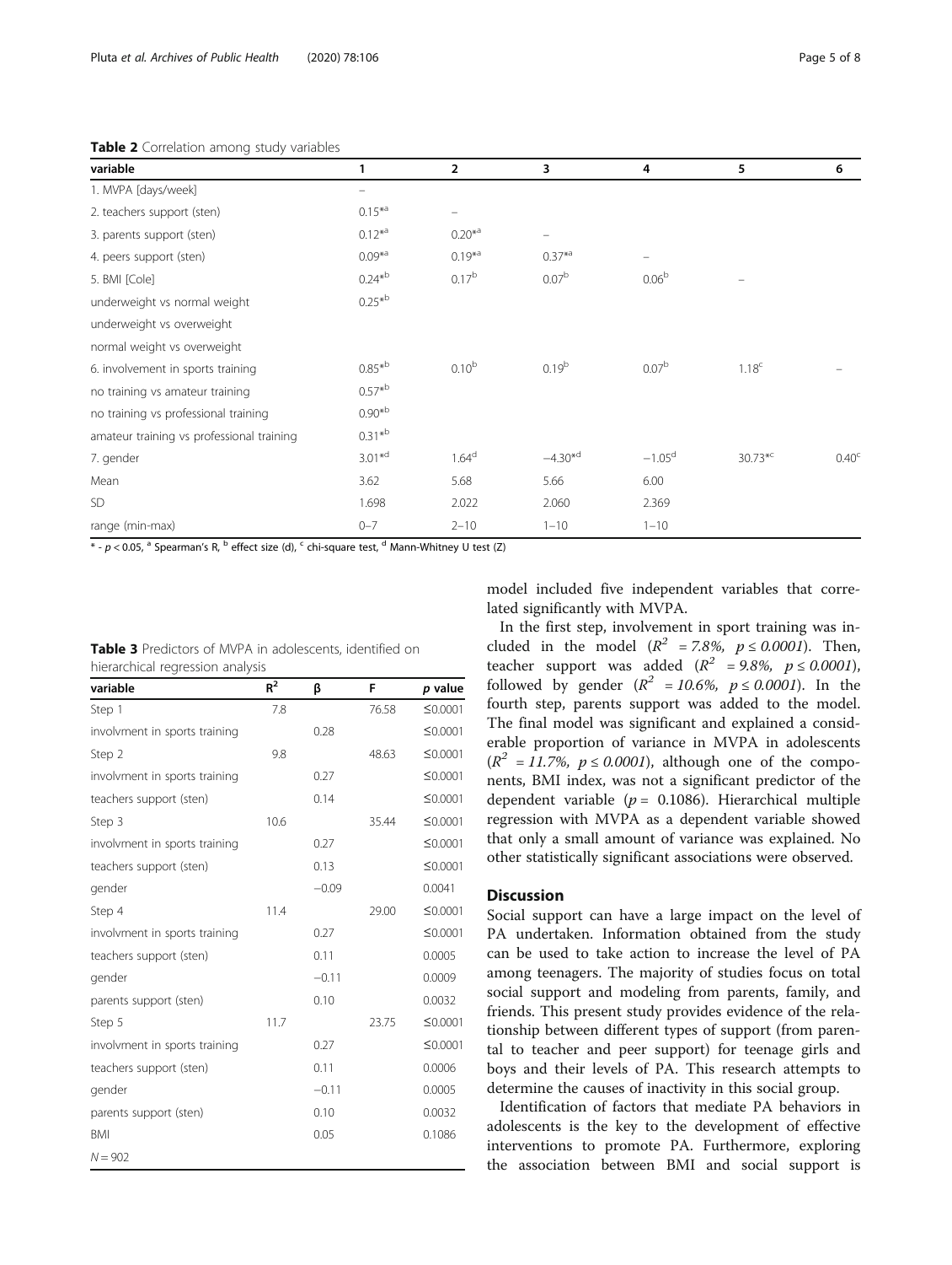**Table 2** Correlation among study variables

| variable | 1 | 2 | 3 | 4 | 5 | 6 |
|---|---|---|---|---|---|---|
| 1. MVPA [days/week] | – | | | | | |
| 2. teachers support (sten) | 0.15*[a] | – | | | | |
| 3. parents support (sten) | 0.12*[a] | 0.20*[a] | – | | | |
| 4. peers support (sten) | 0.09*[a] | 0.19*[a] | 0.37*[a] | – | | |
| 5. BMI [Cole] | 0.24*[b] | 0.17[b] | 0.07[b] | 0.06[b] | – | |
| underweight vs normal weight | 0.25*[b] | | | | | |
| underweight vs overweight | | | | | | |
| normal weight vs overweight | | | | | | |
| 6. involvement in sports training | 0.85*[b] | 0.10[b] | 0.19[b] | 0.07[b] | 1.18[c] | – |
| no training vs amateur training | 0.57*[b] | | | | | |
| no training vs professional training | 0.90*[b] | | | | | |
| amateur training vs professional training | 0.31*[b] | | | | | |
| 7. gender | 3.01*[d] | 1.64[d] | −4.30*[d] | −1.05[d] | 30.73*[c] | 0.40[c] |
| Mean | 3.62 | 5.68 | 5.66 | 6.00 | | |
| SD | 1.698 | 2.022 | 2.060 | 2.369 | | |
| range (min-max) | 0–7 | 2–10 | 1–10 | 1–10 | | |

* - $p < 0.05$, [a] Spearman's R, [b] effect size (d), [c] chi-square test, [d] Mann-Whitney U test (Z)

**Table 3** Predictors of MVPA in adolescents, identified on hierarchical regression analysis

| variable | $R^2$ | β | F | p value |
|---|---|---|---|---|
| Step 1 | 7.8 | | 76.58 | ≤0.0001 |
| involvment in sports training | | 0.28 | | ≤0.0001 |
| Step 2 | 9.8 | | 48.63 | ≤0.0001 |
| involvment in sports training | | 0.27 | | ≤0.0001 |
| teachers support (sten) | | 0.14 | | ≤0.0001 |
| Step 3 | 10.6 | | 35.44 | ≤0.0001 |
| involvment in sports training | | 0.27 | | ≤0.0001 |
| teachers support (sten) | | 0.13 | | ≤0.0001 |
| gender | | −0.09 | | 0.0041 |
| Step 4 | 11.4 | | 29.00 | ≤0.0001 |
| involvment in sports training | | 0.27 | | ≤0.0001 |
| teachers support (sten) | | 0.11 | | 0.0005 |
| gender | | −0.11 | | 0.0009 |
| parents support (sten) | | 0.10 | | 0.0032 |
| Step 5 | 11.7 | | 23.75 | ≤0.0001 |
| involvment in sports training | | 0.27 | | ≤0.0001 |
| teachers support (sten) | | 0.11 | | 0.0006 |
| gender | | −0.11 | | 0.0005 |
| parents support (sten) | | 0.10 | | 0.0032 |
| BMI | | 0.05 | | 0.1086 |
| $N = 902$ | | | | |

model included five independent variables that correlated significantly with MVPA.

In the first step, involvement in sport training was included in the model ($R^2 = 7.8\%$, $p \leq 0.0001$). Then, teacher support was added ($R^2 = 9.8\%$, $p \leq 0.0001$), followed by gender ($R^2 = 10.6\%$, $p \leq 0.0001$). In the fourth step, parents support was added to the model. The final model was significant and explained a considerable proportion of variance in MVPA in adolescents ($R^2 = 11.7\%$, $p \leq 0.0001$), although one of the components, BMI index, was not a significant predictor of the dependent variable ($p = 0.1086$). Hierarchical multiple regression with MVPA as a dependent variable showed that only a small amount of variance was explained. No other statistically significant associations were observed.

## Discussion

Social support can have a large impact on the level of PA undertaken. Information obtained from the study can be used to take action to increase the level of PA among teenagers. The majority of studies focus on total social support and modeling from parents, family, and friends. This present study provides evidence of the relationship between different types of support (from parental to teacher and peer support) for teenage girls and boys and their levels of PA. This research attempts to determine the causes of inactivity in this social group.

Identification of factors that mediate PA behaviors in adolescents is the key to the development of effective interventions to promote PA. Furthermore, exploring the association between BMI and social support is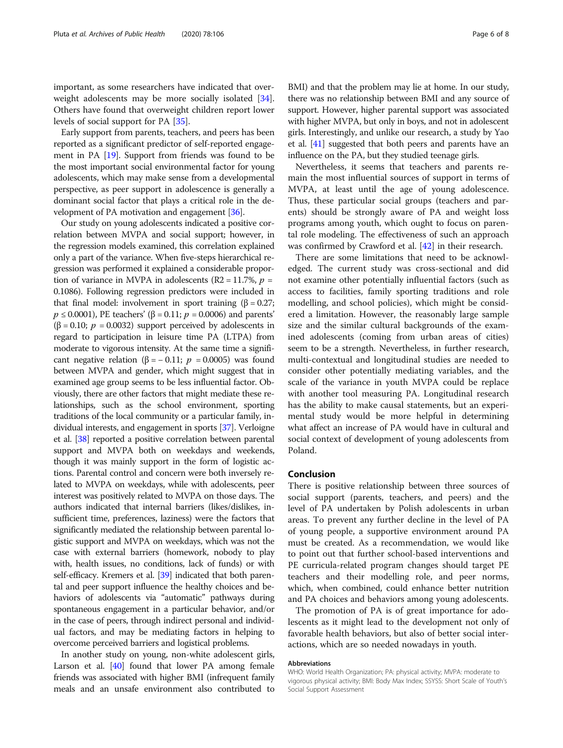important, as some researchers have indicated that overweight adolescents may be more socially isolated [34]. Others have found that overweight children report lower levels of social support for PA [35].

Early support from parents, teachers, and peers has been reported as a significant predictor of self-reported engagement in PA [19]. Support from friends was found to be the most important social environmental factor for young adolescents, which may make sense from a developmental perspective, as peer support in adolescence is generally a dominant social factor that plays a critical role in the development of PA motivation and engagement [36].

Our study on young adolescents indicated a positive correlation between MVPA and social support; however, in the regression models examined, this correlation explained only a part of the variance. When five-steps hierarchical regression was performed it explained a considerable proportion of variance in MVPA in adolescents ($R2 = 11.7\%$, $p = 0.1086$). Following regression predictors were included in that final model: involvement in sport training ($\beta = 0.27$; $p \leq 0.0001$), PE teachers' ($\beta = 0.11$; $p = 0.0006$) and parents' ($\beta = 0.10$; $p = 0.0032$) support perceived by adolescents in regard to participation in leisure time PA (LTPA) from moderate to vigorous intensity. At the same time a significant negative relation ($\beta = -0.11$; $p = 0.0005$) was found between MVPA and gender, which might suggest that in examined age group seems to be less influential factor. Obviously, there are other factors that might mediate these relationships, such as the school environment, sporting traditions of the local community or a particular family, individual interests, and engagement in sports [37]. Verloigne et al. [38] reported a positive correlation between parental support and MVPA both on weekdays and weekends, though it was mainly support in the form of logistic actions. Parental control and concern were both inversely related to MVPA on weekdays, while with adolescents, peer interest was positively related to MVPA on those days. The authors indicated that internal barriers (likes/dislikes, insufficient time, preferences, laziness) were the factors that significantly mediated the relationship between parental logistic support and MVPA on weekdays, which was not the case with external barriers (homework, nobody to play with, health issues, no conditions, lack of funds) or with self-efficacy. Kremers et al. [39] indicated that both parental and peer support influence the healthy choices and behaviors of adolescents via "automatic" pathways during spontaneous engagement in a particular behavior, and/or in the case of peers, through indirect personal and individual factors, and may be mediating factors in helping to overcome perceived barriers and logistical problems.

In another study on young, non-white adolescent girls, Larson et al. [40] found that lower PA among female friends was associated with higher BMI (infrequent family meals and an unsafe environment also contributed to BMI) and that the problem may lie at home. In our study, there was no relationship between BMI and any source of support. However, higher parental support was associated with higher MVPA, but only in boys, and not in adolescent girls. Interestingly, and unlike our research, a study by Yao et al. [41] suggested that both peers and parents have an influence on the PA, but they studied teenage girls.

Nevertheless, it seems that teachers and parents remain the most influential sources of support in terms of MVPA, at least until the age of young adolescence. Thus, these particular social groups (teachers and parents) should be strongly aware of PA and weight loss programs among youth, which ought to focus on parental role modeling. The effectiveness of such an approach was confirmed by Crawford et al. [42] in their research.

There are some limitations that need to be acknowledged. The current study was cross-sectional and did not examine other potentially influential factors (such as access to facilities, family sporting traditions and role modelling, and school policies), which might be considered a limitation. However, the reasonably large sample size and the similar cultural backgrounds of the examined adolescents (coming from urban areas of cities) seem to be a strength. Nevertheless, in further research, multi-contextual and longitudinal studies are needed to consider other potentially mediating variables, and the scale of the variance in youth MVPA could be replace with another tool measuring PA. Longitudinal research has the ability to make causal statements, but an experimental study would be more helpful in determining what affect an increase of PA would have in cultural and social context of development of young adolescents from Poland.

## Conclusion

There is positive relationship between three sources of social support (parents, teachers, and peers) and the level of PA undertaken by Polish adolescents in urban areas. To prevent any further decline in the level of PA of young people, a supportive environment around PA must be created. As a recommendation, we would like to point out that further school-based interventions and PE curricula-related program changes should target PE teachers and their modelling role, and peer norms, which, when combined, could enhance better nutrition and PA choices and behaviors among young adolescents.

The promotion of PA is of great importance for adolescents as it might lead to the development not only of favorable health behaviors, but also of better social interactions, which are so needed nowadays in youth.

#### Abbreviations

WHO: World Health Organization; PA: physical activity; MVPA: moderate to vigorous physical activity; BMI: Body Max Index; SSYSS: Short Scale of Youth's Social Support Assessment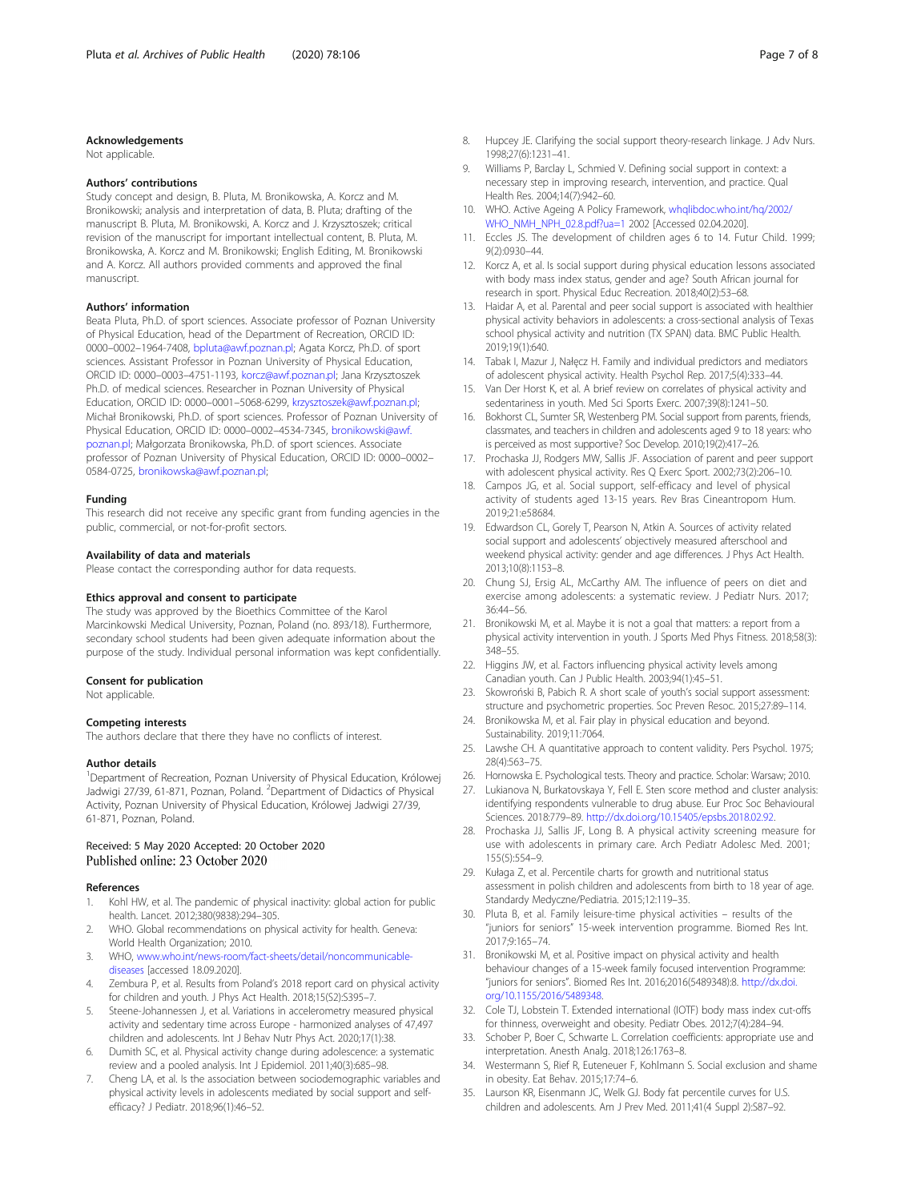### Acknowledgements

Not applicable.

### Authors' contributions

Study concept and design, B. Pluta, M. Bronikowska, A. Korcz and M. Bronikowski; analysis and interpretation of data, B. Pluta; drafting of the manuscript B. Pluta, M. Bronikowski, A. Korcz and J. Krzysztoszek; critical revision of the manuscript for important intellectual content, B. Pluta, M. Bronikowska, A. Korcz and M. Bronikowski; English Editing, M. Bronikowski and A. Korcz. All authors provided comments and approved the final manuscript.

### Authors' information

Beata Pluta, Ph.D. of sport sciences. Associate professor of Poznan University of Physical Education, head of the Department of Recreation, ORCID ID: 0000–0002–1964-7408, bpluta@awf.poznan.pl; Agata Korcz, Ph.D. of sport sciences. Assistant Professor in Poznan University of Physical Education, ORCID ID: 0000–0003–4751-1193, korcz@awf.poznan.pl; Jana Krzysztoszek Ph.D. of medical sciences. Researcher in Poznan University of Physical Education, ORCID ID: 0000–0001–5068-6299, krzysztoszek@awf.poznan.pl; Michał Bronikowski, Ph.D. of sport sciences. Professor of Poznan University of Physical Education, ORCID ID: 0000–0002–4534-7345, bronikowski@awf.poznan.pl; Małgorzata Bronikowska, Ph.D. of sport sciences. Associate professor of Poznan University of Physical Education, ORCID ID: 0000–0002–0584-0725, bronikowska@awf.poznan.pl;

### Funding

This research did not receive any specific grant from funding agencies in the public, commercial, or not-for-profit sectors.

### Availability of data and materials

Please contact the corresponding author for data requests.

### Ethics approval and consent to participate

The study was approved by the Bioethics Committee of the Karol Marcinkowski Medical University, Poznan, Poland (no. 893/18). Furthermore, secondary school students had been given adequate information about the purpose of the study. Individual personal information was kept confidentially.

### Consent for publication

Not applicable.

### Competing interests

The authors declare that there they have no conflicts of interest.

### Author details

[1]Department of Recreation, Poznan University of Physical Education, Królowej Jadwigi 27/39, 61-871, Poznan, Poland. [2]Department of Didactics of Physical Activity, Poznan University of Physical Education, Królowej Jadwigi 27/39, 61-871, Poznan, Poland.

Received: 5 May 2020 Accepted: 20 October 2020
Published online: 23 October 2020

### References

1. Kohl HW, et al. The pandemic of physical inactivity: global action for public health. Lancet. 2012;380(9838):294–305.
2. WHO. Global recommendations on physical activity for health. Geneva: World Health Organization; 2010.
3. WHO, www.who.int/news-room/fact-sheets/detail/noncommunicable-diseases [accessed 18.09.2020].
4. Zembura P, et al. Results from Poland's 2018 report card on physical activity for children and youth. J Phys Act Health. 2018;15(S2):S395–7.
5. Steene-Johannessen J, et al. Variations in accelerometry measured physical activity and sedentary time across Europe - harmonized analyses of 47,497 children and adolescents. Int J Behav Nutr Phys Act. 2020;17(1):38.
6. Dumith SC, et al. Physical activity change during adolescence: a systematic review and a pooled analysis. Int J Epidemiol. 2011;40(3):685–98.
7. Cheng LA, et al. Is the association between sociodemographic variables and physical activity levels in adolescents mediated by social support and self-efficacy? J Pediatr. 2018;96(1):46–52.
8. Hupcey JE. Clarifying the social support theory-research linkage. J Adv Nurs. 1998;27(6):1231–41.
9. Williams P, Barclay L, Schmied V. Defining social support in context: a necessary step in improving research, intervention, and practice. Qual Health Res. 2004;14(7):942–60.
10. WHO. Active Ageing A Policy Framework, whqlibdoc.who.int/hq/2002/WHO_NMH_NPH_02.8.pdf?ua=1 2002 [Accessed 02.04.2020].
11. Eccles JS. The development of children ages 6 to 14. Futur Child. 1999; 9(2):0930–44.
12. Korcz A, et al. Is social support during physical education lessons associated with body mass index status, gender and age? South African journal for research in sport. Physical Educ Recreation. 2018;40(2):53–68.
13. Haidar A, et al. Parental and peer social support is associated with healthier physical activity behaviors in adolescents: a cross-sectional analysis of Texas school physical activity and nutrition (TX SPAN) data. BMC Public Health. 2019;19(1):640.
14. Tabak I, Mazur J, Nałęcz H. Family and individual predictors and mediators of adolescent physical activity. Health Psychol Rep. 2017;5(4):333–44.
15. Van Der Horst K, et al. A brief review on correlates of physical activity and sedentariness in youth. Med Sci Sports Exerc. 2007;39(8):1241–50.
16. Bokhorst CL, Sumter SR, Westenberg PM. Social support from parents, friends, classmates, and teachers in children and adolescents aged 9 to 18 years: who is perceived as most supportive? Soc Develop. 2010;19(2):417–26.
17. Prochaska JJ, Rodgers MW, Sallis JF. Association of parent and peer support with adolescent physical activity. Res Q Exerc Sport. 2002;73(2):206–10.
18. Campos JG, et al. Social support, self-efficacy and level of physical activity of students aged 13-15 years. Rev Bras Cineantropom Hum. 2019;21:e58684.
19. Edwardson CL, Gorely T, Pearson N, Atkin A. Sources of activity related social support and adolescents' objectively measured afterschool and weekend physical activity: gender and age differences. J Phys Act Health. 2013;10(8):1153–8.
20. Chung SJ, Ersig AL, McCarthy AM. The influence of peers on diet and exercise among adolescents: a systematic review. J Pediatr Nurs. 2017; 36:44–56.
21. Bronikowski M, et al. Maybe it is not a goal that matters: a report from a physical activity intervention in youth. J Sports Med Phys Fitness. 2018;58(3): 348–55.
22. Higgins JW, et al. Factors influencing physical activity levels among Canadian youth. Can J Public Health. 2003;94(1):45–51.
23. Skowroński B, Pabich R. A short scale of youth's social support assessment: structure and psychometric properties. Soc Preven Resoc. 2015;27:89–114.
24. Bronikowska M, et al. Fair play in physical education and beyond. Sustainability. 2019;11:7064.
25. Lawshe CH. A quantitative approach to content validity. Pers Psychol. 1975; 28(4):563–75.
26. Hornowska E. Psychological tests. Theory and practice. Scholar: Warsaw; 2010.
27. Lukianova N, Burkatovskaya Y, Fell E. Sten score method and cluster analysis: identifying respondents vulnerable to drug abuse. Eur Proc Soc Behavioural Sciences. 2018:779–89. http://dx.doi.org/10.15405/epsbs.2018.02.92.
28. Prochaska JJ, Sallis JF, Long B. A physical activity screening measure for use with adolescents in primary care. Arch Pediatr Adolesc Med. 2001; 155(5):554–9.
29. Kułaga Z, et al. Percentile charts for growth and nutritional status assessment in polish children and adolescents from birth to 18 year of age. Standardy Medyczne/Pediatria. 2015;12:119–35.
30. Pluta B, et al. Family leisure-time physical activities – results of the "juniors for seniors" 15-week intervention programme. Biomed Res Int. 2017;9:165–74.
31. Bronikowski M, et al. Positive impact on physical activity and health behaviour changes of a 15-week family focused intervention Programme: "juniors for seniors". Biomed Res Int. 2016;2016(5489348):8. http://dx.doi.org/10.1155/2016/5489348.
32. Cole TJ, Lobstein T. Extended international (IOTF) body mass index cut-offs for thinness, overweight and obesity. Pediatr Obes. 2012;7(4):284–94.
33. Schober P, Boer C, Schwarte L. Correlation coefficients: appropriate use and interpretation. Anesth Analg. 2018;126:1763–8.
34. Westermann S, Rief R, Euteneuer F, Kohlmann S. Social exclusion and shame in obesity. Eat Behav. 2015;17:74–6.
35. Laurson KR, Eisenmann JC, Welk GJ. Body fat percentile curves for U.S. children and adolescents. Am J Prev Med. 2011;41(4 Suppl 2):S87–92.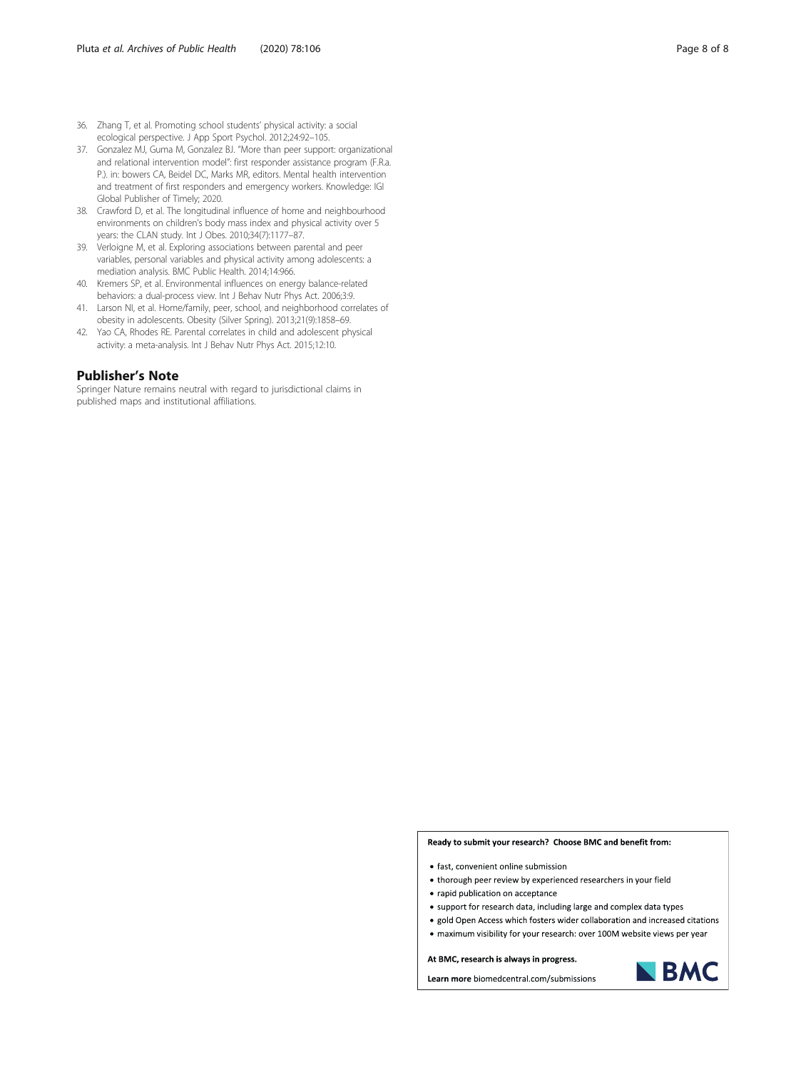36. Zhang T, et al. Promoting school students' physical activity: a social ecological perspective. J App Sport Psychol. 2012;24:92–105.
37. Gonzalez MJ, Guma M, Gonzalez BJ. "More than peer support: organizational and relational intervention model": first responder assistance program (F.R.a. P.). in: bowers CA, Beidel DC, Marks MR, editors. Mental health intervention and treatment of first responders and emergency workers. Knowledge: IGI Global Publisher of Timely; 2020.
38. Crawford D, et al. The longitudinal influence of home and neighbourhood environments on children's body mass index and physical activity over 5 years: the CLAN study. Int J Obes. 2010;34(7):1177–87.
39. Verloigne M, et al. Exploring associations between parental and peer variables, personal variables and physical activity among adolescents: a mediation analysis. BMC Public Health. 2014;14:966.
40. Kremers SP, et al. Environmental influences on energy balance-related behaviors: a dual-process view. Int J Behav Nutr Phys Act. 2006;3:9.
41. Larson NI, et al. Home/family, peer, school, and neighborhood correlates of obesity in adolescents. Obesity (Silver Spring). 2013;21(9):1858–69.
42. Yao CA, Rhodes RE. Parental correlates in child and adolescent physical activity: a meta-analysis. Int J Behav Nutr Phys Act. 2015;12:10.

## Publisher's Note

Springer Nature remains neutral with regard to jurisdictional claims in published maps and institutional affiliations.

**Ready to submit your research? Choose BMC and benefit from:**

- fast, convenient online submission
- thorough peer review by experienced researchers in your field
- rapid publication on acceptance
- support for research data, including large and complex data types
- gold Open Access which fosters wider collaboration and increased citations
- maximum visibility for your research: over 100M website views per year

**At BMC, research is always in progress.**

**Learn more** biomedcentral.com/submissions

BMC